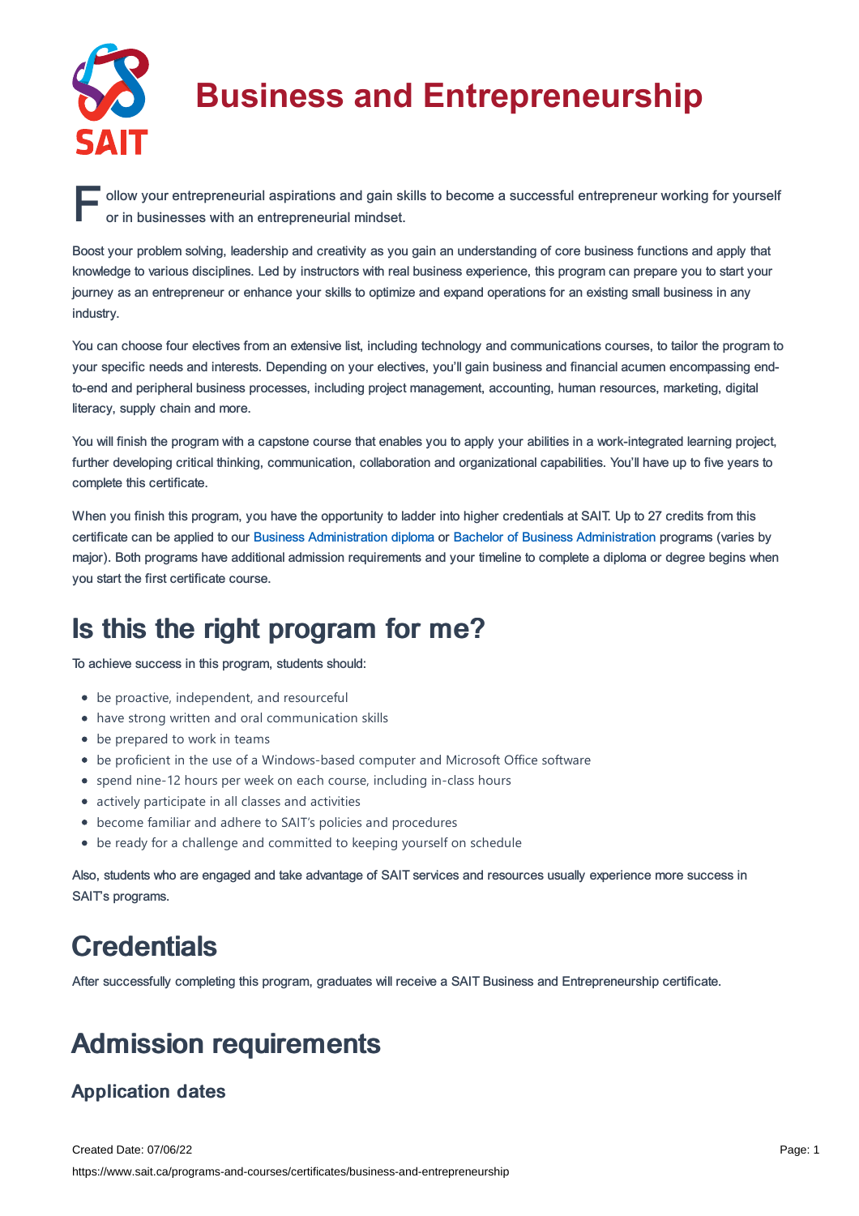# Business and Entrepreneurship

Follow your entrepreneurial aspirations and gain skills to become a successful entrepreneur working for yourself or in businesses with an entrepreneurial mindset.

Boost your problem solving, leadership and creativity as you gain an understanding of core business functions and apply that knowledge to various disciplines. Led by instructors with real business experience, this program can prepare you to start your journey as an entrepreneur or enhance your skills to optimize and expand operations for an existing small business in any industry.

You can choose four electives from an extensive list, including technology and communications courses, to tailor the program to your specific needs and interests. Depending on your electives, you'll gain business and financial acumen encompassing end-to-end and peripheral business processes, including project management, accounting, human resources, marketing, digital literacy, supply chain and more.

You will finish the program with a capstone course that enables you to apply your abilities in a work-integrated learning project, further developing critical thinking, communication, collaboration and organizational capabilities. You'll have up to five years to complete this certificate.

When you finish this program, you have the opportunity to ladder into higher credentials at SAIT. Up to 27 credits from this certificate can be applied to our Business Administration diploma or Bachelor of Business Administration programs (varies by major). Both programs have additional admission requirements and your timeline to complete a diploma or degree begins when you start the first certificate course.

## Is this the right program for me?

To achieve success in this program, students should:

- be proactive, independent, and resourceful
- have strong written and oral communication skills
- be prepared to work in teams
- be proficient in the use of a Windows-based computer and Microsoft Office software
- spend nine-12 hours per week on each course, including in-class hours
- actively participate in all classes and activities
- become familiar and adhere to SAIT's policies and procedures
- be ready for a challenge and committed to keeping yourself on schedule

Also, students who are engaged and take advantage of SAIT services and resources usually experience more success in SAIT's programs.

## Credentials

After successfully completing this program, graduates will receive a SAIT Business and Entrepreneurship certificate.

## Admission requirements

### Application dates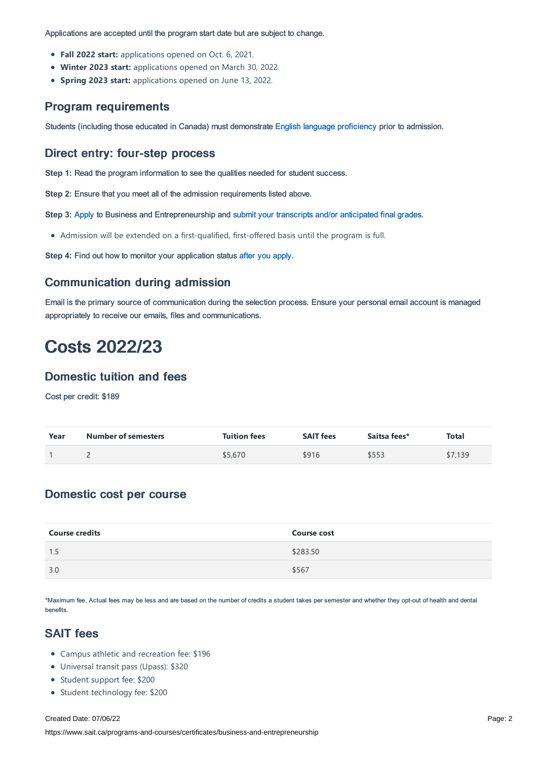Applications are accepted until the program start date but are subject to change.

- **Fall 2022 start:** applications opened on Oct. 6, 2021.
- **Winter 2023 start:** applications opened on March 30, 2022.
- **Spring 2023 start:** applications opened on June 13, 2022.

### Program requirements

Students (including those educated in Canada) must demonstrate English language proficiency prior to admission.

### Direct entry: four-step process

**Step 1:** Read the program information to see the qualities needed for student success.

**Step 2:** Ensure that you meet all of the admission requirements listed above.

**Step 3:** Apply to Business and Entrepreneurship and submit your transcripts and/or anticipated final grades.

- Admission will be extended on a first-qualified, first-offered basis until the program is full.

**Step 4:** Find out how to monitor your application status after you apply.

### Communication during admission

Email is the primary source of communication during the selection process. Ensure your personal email account is managed appropriately to receive our emails, files and communications.

# Costs 2022/23

### Domestic tuition and fees

Cost per credit: $189

| Year | Number of semesters | Tuition fees | SAIT fees | Saitsa fees* | Total |
|---|---|---|---|---|---|
| 1 | 2 | $5,670 | $916 | $553 | $7,139 |

### Domestic cost per course

| Course credits | Course cost |
|---|---|
| 1.5 | $283.50 |
| 3.0 | $567 |

*Maximum fee. Actual fees may be less and are based on the number of credits a student takes per semester and whether they opt-out of health and dental benefits.

### SAIT fees

- Campus athletic and recreation fee: $196
- Universal transit pass (Upass): $320
- Student support fee: $200
- Student technology fee: $200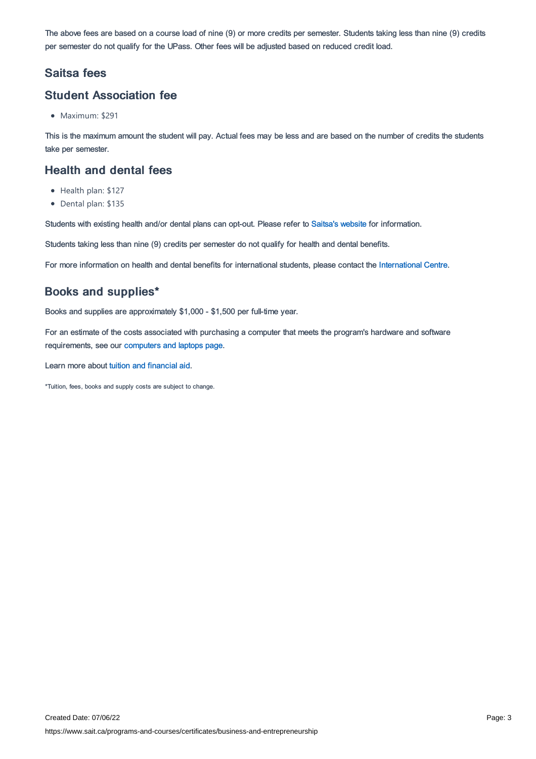The above fees are based on a course load of nine (9) or more credits per semester. Students taking less than nine (9) credits per semester do not qualify for the UPass. Other fees will be adjusted based on reduced credit load.

## Saitsa fees

## Student Association fee

- Maximum: $291

This is the maximum amount the student will pay. Actual fees may be less and are based on the number of credits the students take per semester.

## Health and dental fees

- Health plan: $127
- Dental plan: $135

Students with existing health and/or dental plans can opt-out. Please refer to Saitsa's website for information.

Students taking less than nine (9) credits per semester do not qualify for health and dental benefits.

For more information on health and dental benefits for international students, please contact the International Centre.

## Books and supplies*

Books and supplies are approximately $1,000 - $1,500 per full-time year.

For an estimate of the costs associated with purchasing a computer that meets the program's hardware and software requirements, see our computers and laptops page.

Learn more about tuition and financial aid.

*Tuition, fees, books and supply costs are subject to change.